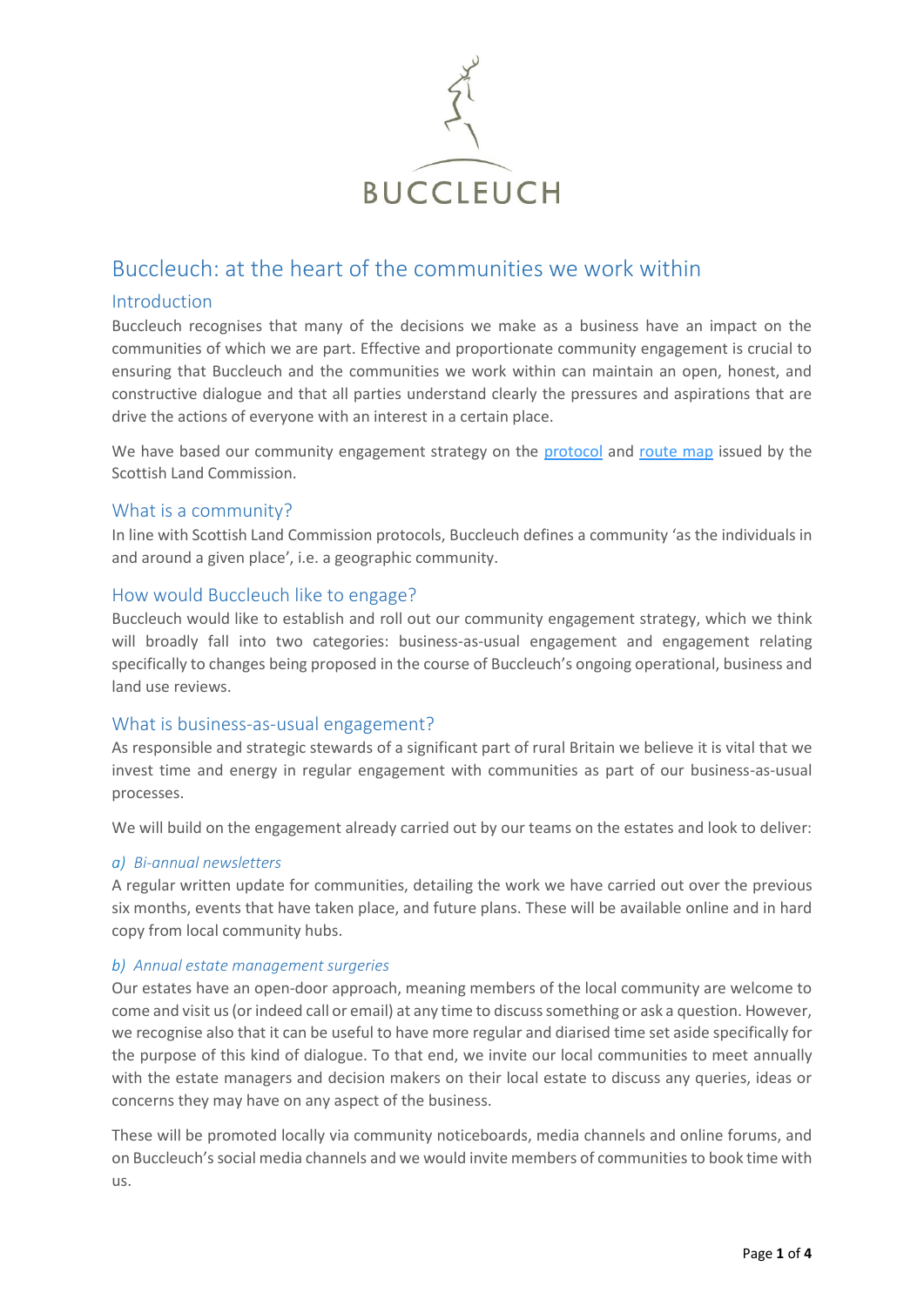BUCCLEUCH

# Buccleuch: at the heart of the communities we work within

## Introduction

Buccleuch recognises that many of the decisions we make as a business have an impact on the communities of which we are part. Effective and proportionate community engagement is crucial to ensuring that Buccleuch and the communities we work within can maintain an open, honest, and constructive dialogue and that all parties understand clearly the pressures and aspirations that are drive the actions of everyone with an interest in a certain place.

We have based our community engagement strategy on the protocol and route map issued by the Scottish Land Commission.

## What is a community?

In line with Scottish Land Commission protocols, Buccleuch defines a community 'as the individuals in and around a given place', i.e. a geographic community.

## How would Buccleuch like to engage?

Buccleuch would like to establish and roll out our community engagement strategy, which we think will broadly fall into two categories: business-as-usual engagement and engagement relating specifically to changes being proposed in the course of Buccleuch's ongoing operational, business and land use reviews.

## What is business-as-usual engagement?

As responsible and strategic stewards of a significant part of rural Britain we believe it is vital that we invest time and energy in regular engagement with communities as part of our business-as-usual processes.

We will build on the engagement already carried out by our teams on the estates and look to deliver:

### *a) Bi-annual newsletters*

A regular written update for communities, detailing the work we have carried out over the previous six months, events that have taken place, and future plans. These will be available online and in hard copy from local community hubs.

### *b) Annual estate management surgeries*

Our estates have an open-door approach, meaning members of the local community are welcome to come and visit us (or indeed call or email) at any time to discuss something or ask a question. However, we recognise also that it can be useful to have more regular and diarised time set aside specifically for the purpose of this kind of dialogue. To that end, we invite our local communities to meet annually with the estate managers and decision makers on their local estate to discuss any queries, ideas or concerns they may have on any aspect of the business.

These will be promoted locally via community noticeboards, media channels and online forums, and on Buccleuch's social media channels and we would invite members of communities to book time with us.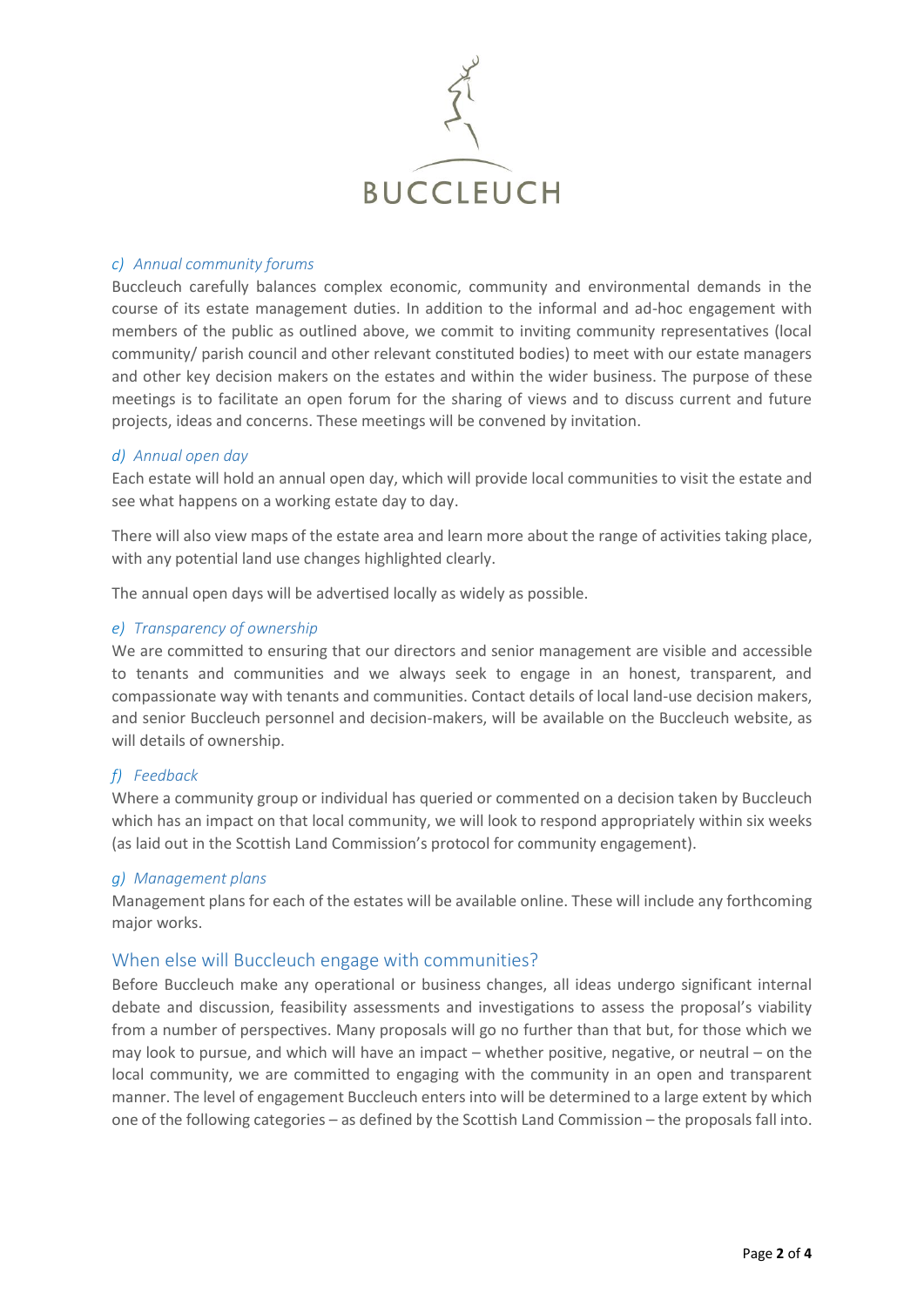*c) Annual community forums*

Buccleuch carefully balances complex economic, community and environmental demands in the course of its estate management duties. In addition to the informal and ad-hoc engagement with members of the public as outlined above, we commit to inviting community representatives (local community/ parish council and other relevant constituted bodies) to meet with our estate managers and other key decision makers on the estates and within the wider business. The purpose of these meetings is to facilitate an open forum for the sharing of views and to discuss current and future projects, ideas and concerns. These meetings will be convened by invitation.

*d) Annual open day*

Each estate will hold an annual open day, which will provide local communities to visit the estate and see what happens on a working estate day to day.

There will also view maps of the estate area and learn more about the range of activities taking place, with any potential land use changes highlighted clearly.

The annual open days will be advertised locally as widely as possible.

*e) Transparency of ownership*

We are committed to ensuring that our directors and senior management are visible and accessible to tenants and communities and we always seek to engage in an honest, transparent, and compassionate way with tenants and communities. Contact details of local land-use decision makers, and senior Buccleuch personnel and decision-makers, will be available on the Buccleuch website, as will details of ownership.

*f) Feedback*

Where a community group or individual has queried or commented on a decision taken by Buccleuch which has an impact on that local community, we will look to respond appropriately within six weeks (as laid out in the Scottish Land Commission's protocol for community engagement).

*g) Management plans*

Management plans for each of the estates will be available online. These will include any forthcoming major works.

## When else will Buccleuch engage with communities?

Before Buccleuch make any operational or business changes, all ideas undergo significant internal debate and discussion, feasibility assessments and investigations to assess the proposal's viability from a number of perspectives. Many proposals will go no further than that but, for those which we may look to pursue, and which will have an impact – whether positive, negative, or neutral – on the local community, we are committed to engaging with the community in an open and transparent manner. The level of engagement Buccleuch enters into will be determined to a large extent by which one of the following categories – as defined by the Scottish Land Commission – the proposals fall into.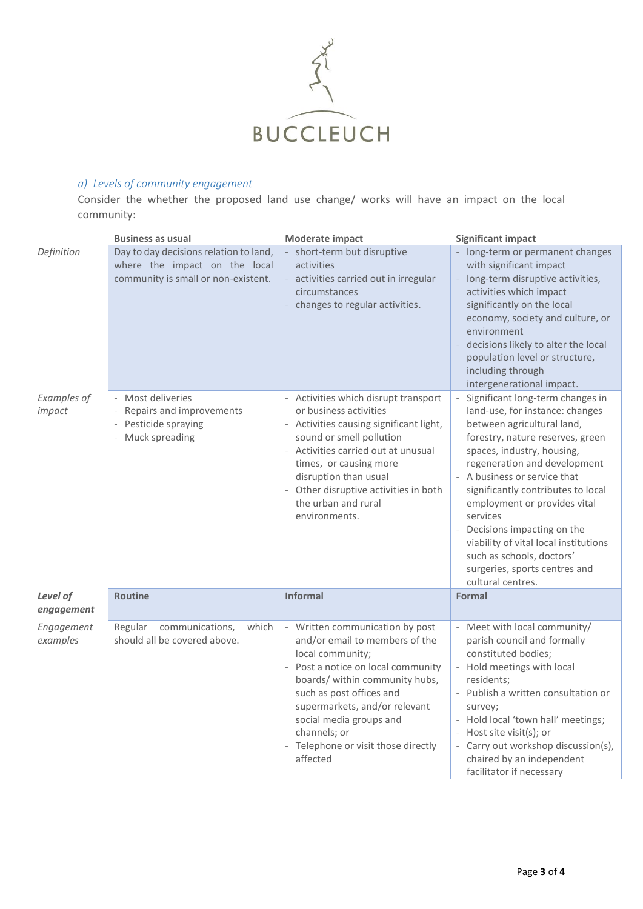### *a) Levels of community engagement*

Consider the whether the proposed land use change/ works will have an impact on the local community:

| | Business as usual | Moderate impact | Significant impact |
|---|---|---|---|
| *Definition* | Day to day decisions relation to land, where the impact on the local community is small or non-existent. | - short-term but disruptive activities<br>- activities carried out in irregular circumstances<br>- changes to regular activities. | - long-term or permanent changes with significant impact<br>- long-term disruptive activities, activities which impact significantly on the local economy, society and culture, or environment<br>- decisions likely to alter the local population level or structure, including through intergenerational impact. |
| *Examples of impact* | - Most deliveries<br>- Repairs and improvements<br>- Pesticide spraying<br>- Muck spreading | - Activities which disrupt transport or business activities<br>- Activities causing significant light, sound or smell pollution<br>- Activities carried out at unusual times, or causing more disruption than usual<br>- Other disruptive activities in both the urban and rural environments. | - Significant long-term changes in land-use, for instance: changes between agricultural land, forestry, nature reserves, green spaces, industry, housing, regeneration and development<br>- A business or service that significantly contributes to local employment or provides vital services<br>- Decisions impacting on the viability of vital local institutions such as schools, doctors' surgeries, sports centres and cultural centres. |
| ***Level of engagement*** | **Routine** | **Informal** | **Formal** |
| *Engagement examples* | Regular communications, which should all be covered above. | - Written communication by post and/or email to members of the local community;<br>- Post a notice on local community boards/ within community hubs, such as post offices and supermarkets, and/or relevant social media groups and channels; or<br>- Telephone or visit those directly affected | - Meet with local community/ parish council and formally constituted bodies;<br>- Hold meetings with local residents;<br>- Publish a written consultation or survey;<br>- Hold local 'town hall' meetings;<br>- Host site visit(s); or<br>- Carry out workshop discussion(s), chaired by an independent facilitator if necessary |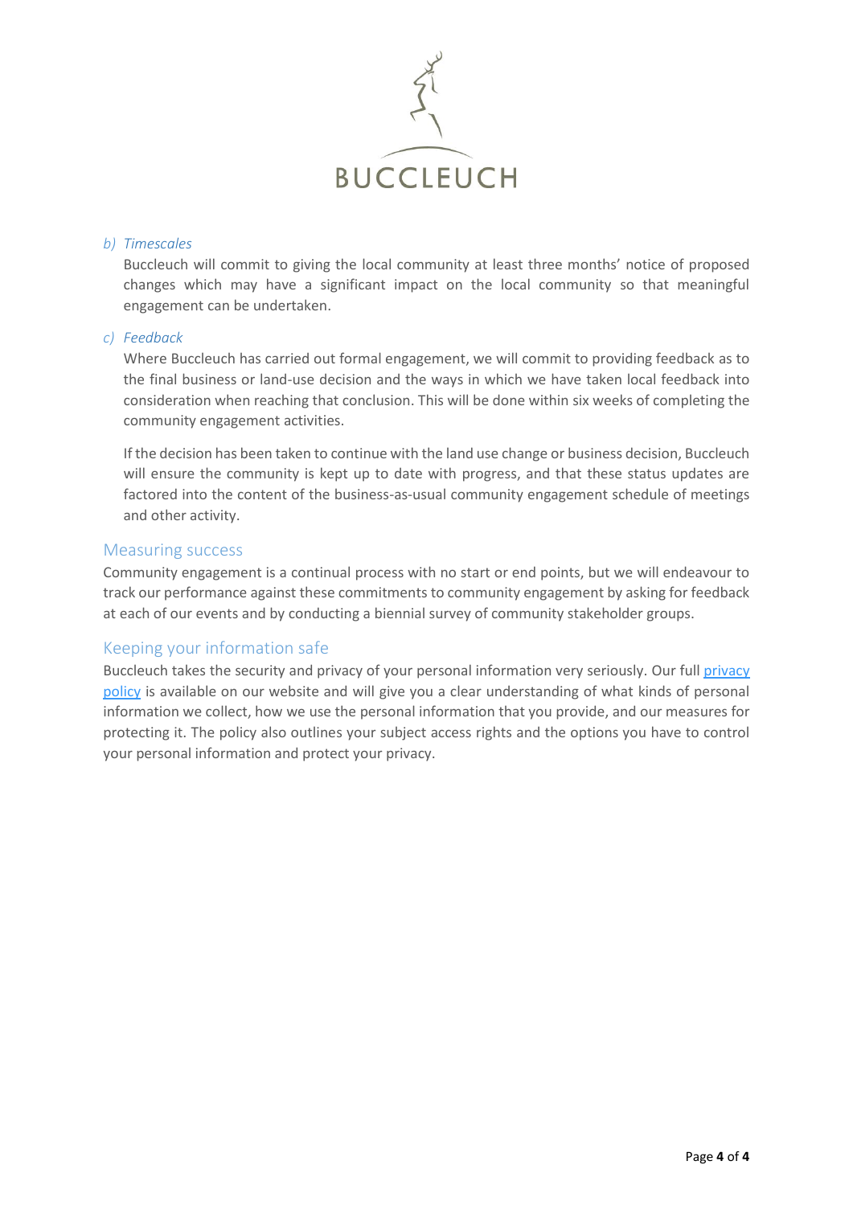*b) Timescales*

Buccleuch will commit to giving the local community at least three months' notice of proposed changes which may have a significant impact on the local community so that meaningful engagement can be undertaken.

*c) Feedback*

Where Buccleuch has carried out formal engagement, we will commit to providing feedback as to the final business or land-use decision and the ways in which we have taken local feedback into consideration when reaching that conclusion. This will be done within six weeks of completing the community engagement activities.

If the decision has been taken to continue with the land use change or business decision, Buccleuch will ensure the community is kept up to date with progress, and that these status updates are factored into the content of the business-as-usual community engagement schedule of meetings and other activity.

## Measuring success

Community engagement is a continual process with no start or end points, but we will endeavour to track our performance against these commitments to community engagement by asking for feedback at each of our events and by conducting a biennial survey of community stakeholder groups.

## Keeping your information safe

Buccleuch takes the security and privacy of your personal information very seriously. Our full privacy policy is available on our website and will give you a clear understanding of what kinds of personal information we collect, how we use the personal information that you provide, and our measures for protecting it. The policy also outlines your subject access rights and the options you have to control your personal information and protect your privacy.